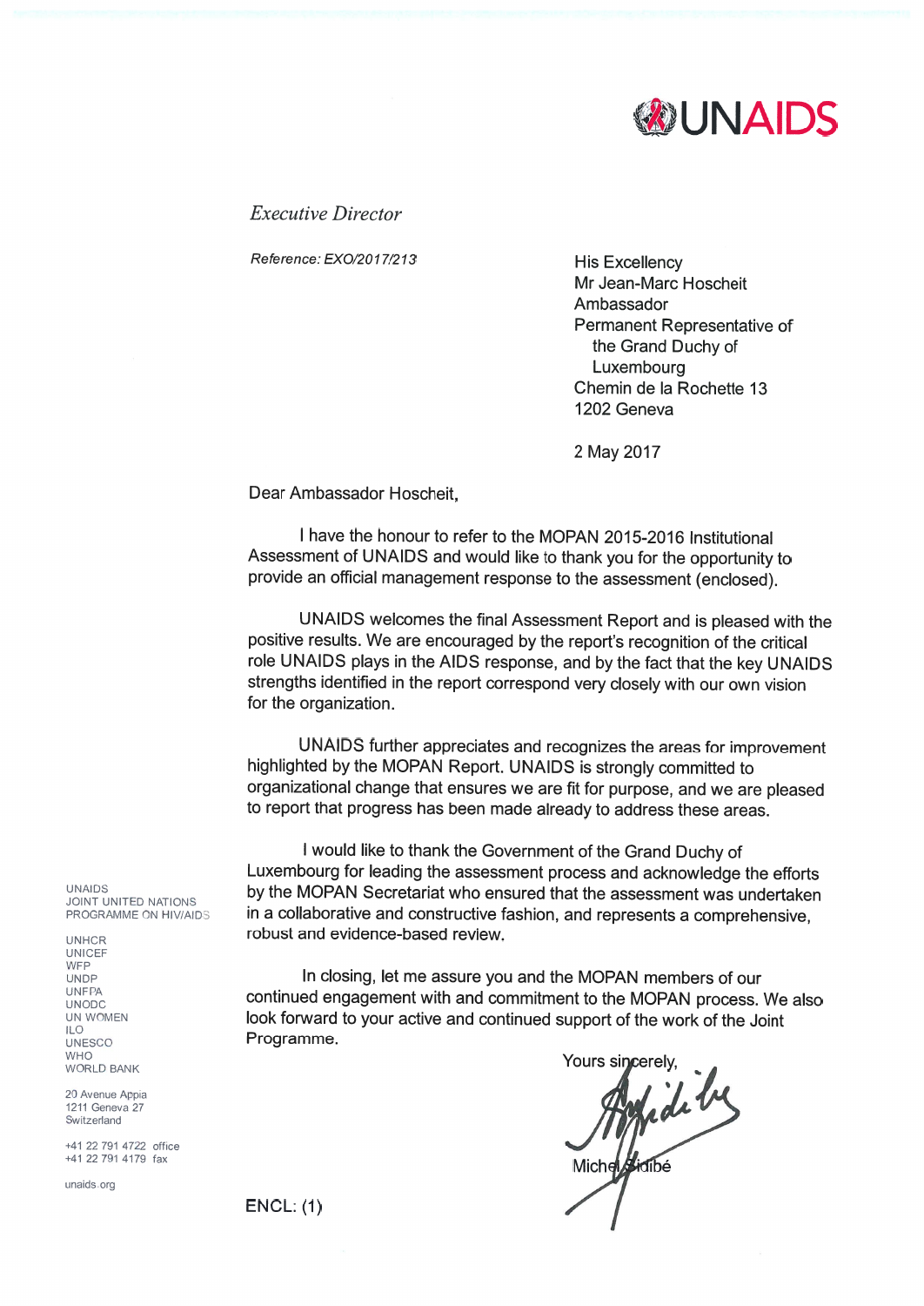UNAIDS

*Executive Director*

*Reference: EXO/2017/213*

His Excellency
Mr Jean-Marc Hoscheit
Ambassador
Permanent Representative of the Grand Duchy of Luxembourg
Chemin de la Rochette 13
1202 Geneva

2 May 2017

Dear Ambassador Hoscheit,

I have the honour to refer to the MOPAN 2015-2016 Institutional Assessment of UNAIDS and would like to thank you for the opportunity to provide an official management response to the assessment (enclosed).

UNAIDS welcomes the final Assessment Report and is pleased with the positive results. We are encouraged by the report's recognition of the critical role UNAIDS plays in the AIDS response, and by the fact that the key UNAIDS strengths identified in the report correspond very closely with our own vision for the organization.

UNAIDS further appreciates and recognizes the areas for improvement highlighted by the MOPAN Report. UNAIDS is strongly committed to organizational change that ensures we are fit for purpose, and we are pleased to report that progress has been made already to address these areas.

I would like to thank the Government of the Grand Duchy of Luxembourg for leading the assessment process and acknowledge the efforts by the MOPAN Secretariat who ensured that the assessment was undertaken in a collaborative and constructive fashion, and represents a comprehensive, robust and evidence-based review.

In closing, let me assure you and the MOPAN members of our continued engagement with and commitment to the MOPAN process. We also look forward to your active and continued support of the work of the Joint Programme.

Yours sincerely,

Michel Sidibé

ENCL: (1)

UNAIDS
JOINT UNITED NATIONS PROGRAMME ON HIV/AIDS

UNHCR
UNICEF
WFP
UNDP
UNFPA
UNODC
UN WOMEN
ILO
UNESCO
WHO
WORLD BANK

20 Avenue Appia
1211 Geneva 27
Switzerland

+41 22 791 4722 office
+41 22 791 4179 fax

unaids.org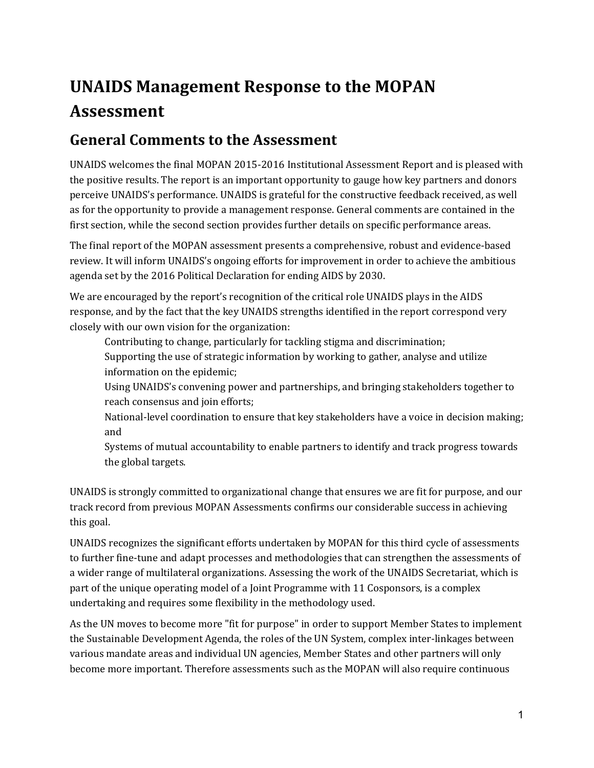# UNAIDS Management Response to the MOPAN Assessment

## General Comments to the Assessment

UNAIDS welcomes the final MOPAN 2015-2016 Institutional Assessment Report and is pleased with the positive results. The report is an important opportunity to gauge how key partners and donors perceive UNAIDS's performance. UNAIDS is grateful for the constructive feedback received, as well as for the opportunity to provide a management response. General comments are contained in the first section, while the second section provides further details on specific performance areas.

The final report of the MOPAN assessment presents a comprehensive, robust and evidence-based review. It will inform UNAIDS's ongoing efforts for improvement in order to achieve the ambitious agenda set by the 2016 Political Declaration for ending AIDS by 2030.

We are encouraged by the report's recognition of the critical role UNAIDS plays in the AIDS response, and by the fact that the key UNAIDS strengths identified in the report correspond very closely with our own vision for the organization:

- Contributing to change, particularly for tackling stigma and discrimination;
- Supporting the use of strategic information by working to gather, analyse and utilize information on the epidemic;
- Using UNAIDS's convening power and partnerships, and bringing stakeholders together to reach consensus and join efforts;
- National-level coordination to ensure that key stakeholders have a voice in decision making; and
- Systems of mutual accountability to enable partners to identify and track progress towards the global targets.

UNAIDS is strongly committed to organizational change that ensures we are fit for purpose, and our track record from previous MOPAN Assessments confirms our considerable success in achieving this goal.

UNAIDS recognizes the significant efforts undertaken by MOPAN for this third cycle of assessments to further fine-tune and adapt processes and methodologies that can strengthen the assessments of a wider range of multilateral organizations. Assessing the work of the UNAIDS Secretariat, which is part of the unique operating model of a Joint Programme with 11 Cosponsors, is a complex undertaking and requires some flexibility in the methodology used.

As the UN moves to become more "fit for purpose" in order to support Member States to implement the Sustainable Development Agenda, the roles of the UN System, complex inter-linkages between various mandate areas and individual UN agencies, Member States and other partners will only become more important. Therefore assessments such as the MOPAN will also require continuous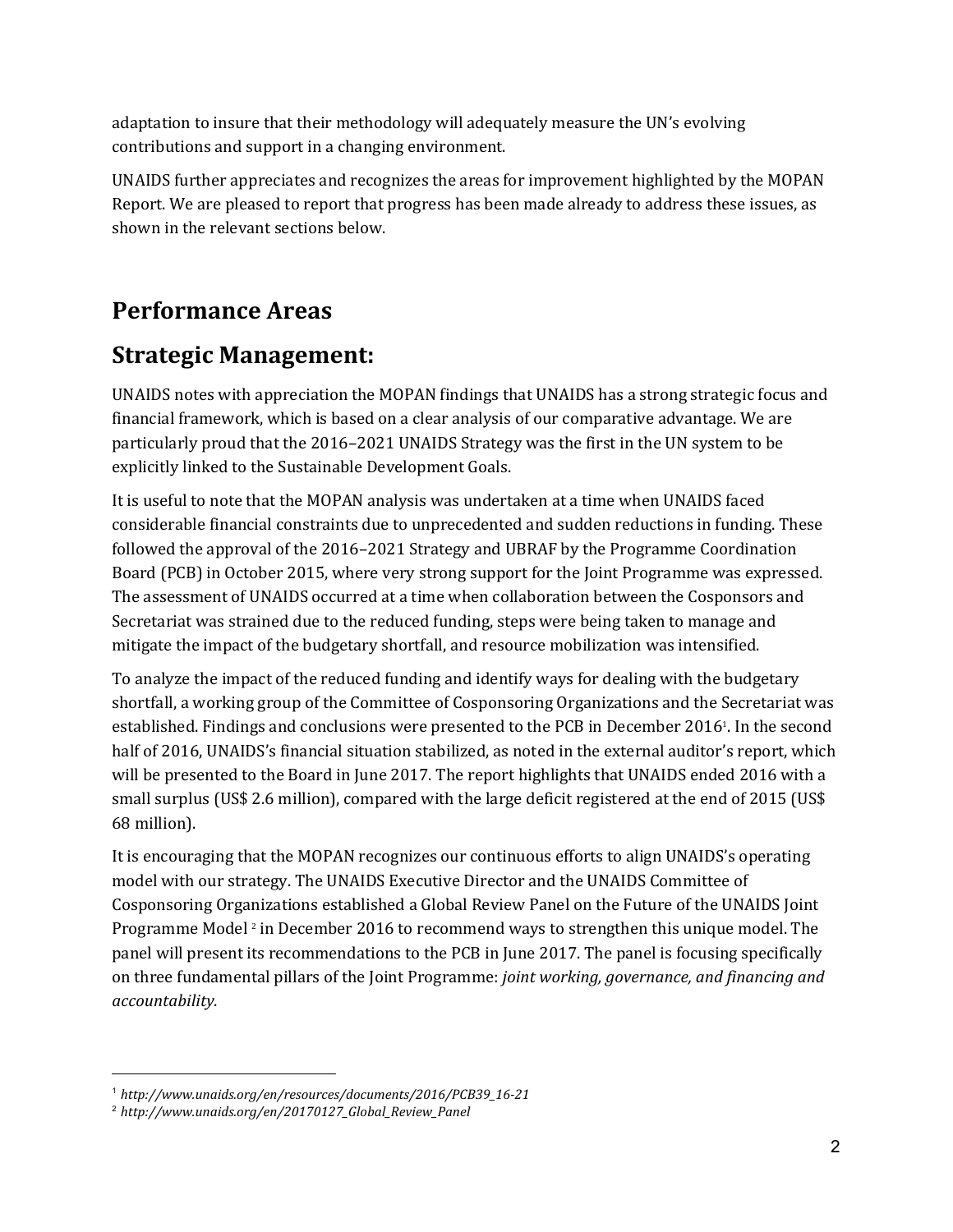adaptation to insure that their methodology will adequately measure the UN's evolving contributions and support in a changing environment.

UNAIDS further appreciates and recognizes the areas for improvement highlighted by the MOPAN Report. We are pleased to report that progress has been made already to address these issues, as shown in the relevant sections below.

## Performance Areas

## Strategic Management:

UNAIDS notes with appreciation the MOPAN findings that UNAIDS has a strong strategic focus and financial framework, which is based on a clear analysis of our comparative advantage. We are particularly proud that the 2016–2021 UNAIDS Strategy was the first in the UN system to be explicitly linked to the Sustainable Development Goals.

It is useful to note that the MOPAN analysis was undertaken at a time when UNAIDS faced considerable financial constraints due to unprecedented and sudden reductions in funding. These followed the approval of the 2016–2021 Strategy and UBRAF by the Programme Coordination Board (PCB) in October 2015, where very strong support for the Joint Programme was expressed. The assessment of UNAIDS occurred at a time when collaboration between the Cosponsors and Secretariat was strained due to the reduced funding, steps were being taken to manage and mitigate the impact of the budgetary shortfall, and resource mobilization was intensified.

To analyze the impact of the reduced funding and identify ways for dealing with the budgetary shortfall, a working group of the Committee of Cosponsoring Organizations and the Secretariat was established. Findings and conclusions were presented to the PCB in December 2016[1]. In the second half of 2016, UNAIDS's financial situation stabilized, as noted in the external auditor's report, which will be presented to the Board in June 2017. The report highlights that UNAIDS ended 2016 with a small surplus (US$ 2.6 million), compared with the large deficit registered at the end of 2015 (US$ 68 million).

It is encouraging that the MOPAN recognizes our continuous efforts to align UNAIDS's operating model with our strategy. The UNAIDS Executive Director and the UNAIDS Committee of Cosponsoring Organizations established a Global Review Panel on the Future of the UNAIDS Joint Programme Model [2] in December 2016 to recommend ways to strengthen this unique model. The panel will present its recommendations to the PCB in June 2017. The panel is focusing specifically on three fundamental pillars of the Joint Programme: *joint working, governance, and financing and accountability*.

---

[1] *http://www.unaids.org/en/resources/documents/2016/PCB39_16-21*

[2] *http://www.unaids.org/en/20170127_Global_Review_Panel*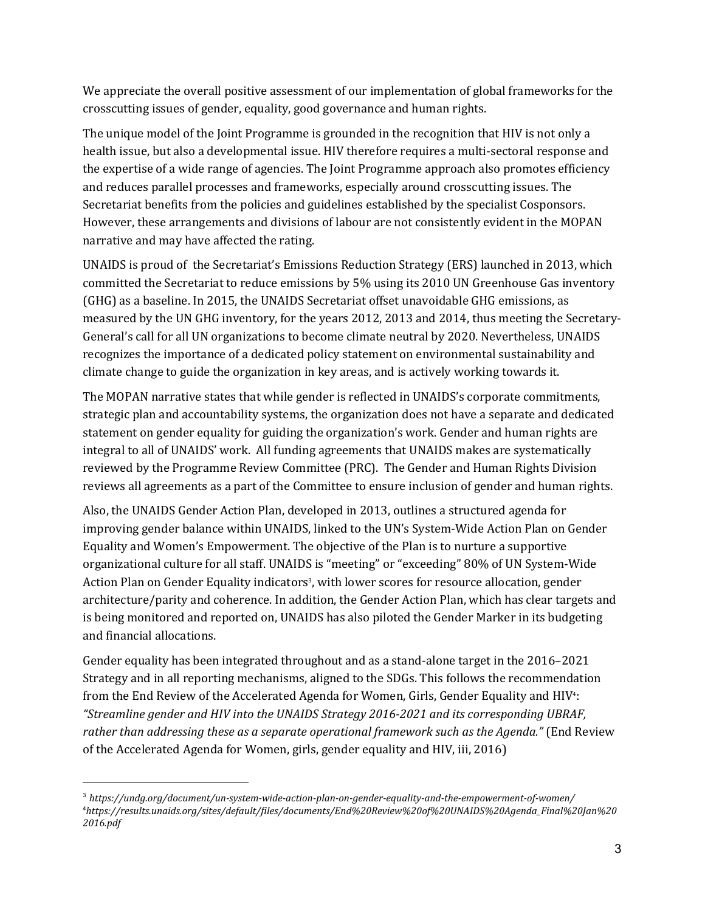We appreciate the overall positive assessment of our implementation of global frameworks for the crosscutting issues of gender, equality, good governance and human rights.

The unique model of the Joint Programme is grounded in the recognition that HIV is not only a health issue, but also a developmental issue. HIV therefore requires a multi-sectoral response and the expertise of a wide range of agencies. The Joint Programme approach also promotes efficiency and reduces parallel processes and frameworks, especially around crosscutting issues. The Secretariat benefits from the policies and guidelines established by the specialist Cosponsors. However, these arrangements and divisions of labour are not consistently evident in the MOPAN narrative and may have affected the rating.

UNAIDS is proud of the Secretariat's Emissions Reduction Strategy (ERS) launched in 2013, which committed the Secretariat to reduce emissions by 5% using its 2010 UN Greenhouse Gas inventory (GHG) as a baseline. In 2015, the UNAIDS Secretariat offset unavoidable GHG emissions, as measured by the UN GHG inventory, for the years 2012, 2013 and 2014, thus meeting the Secretary-General's call for all UN organizations to become climate neutral by 2020. Nevertheless, UNAIDS recognizes the importance of a dedicated policy statement on environmental sustainability and climate change to guide the organization in key areas, and is actively working towards it.

The MOPAN narrative states that while gender is reflected in UNAIDS's corporate commitments, strategic plan and accountability systems, the organization does not have a separate and dedicated statement on gender equality for guiding the organization's work. Gender and human rights are integral to all of UNAIDS' work. All funding agreements that UNAIDS makes are systematically reviewed by the Programme Review Committee (PRC). The Gender and Human Rights Division reviews all agreements as a part of the Committee to ensure inclusion of gender and human rights.

Also, the UNAIDS Gender Action Plan, developed in 2013, outlines a structured agenda for improving gender balance within UNAIDS, linked to the UN's System-Wide Action Plan on Gender Equality and Women's Empowerment. The objective of the Plan is to nurture a supportive organizational culture for all staff. UNAIDS is "meeting" or "exceeding" 80% of UN System-Wide Action Plan on Gender Equality indicators[3], with lower scores for resource allocation, gender architecture/parity and coherence. In addition, the Gender Action Plan, which has clear targets and is being monitored and reported on, UNAIDS has also piloted the Gender Marker in its budgeting and financial allocations.

Gender equality has been integrated throughout and as a stand-alone target in the 2016–2021 Strategy and in all reporting mechanisms, aligned to the SDGs. This follows the recommendation from the End Review of the Accelerated Agenda for Women, Girls, Gender Equality and HIV[4]: *"Streamline gender and HIV into the UNAIDS Strategy 2016-2021 and its corresponding UBRAF, rather than addressing these as a separate operational framework such as the Agenda."* (End Review of the Accelerated Agenda for Women, girls, gender equality and HIV, iii, 2016)

---

[3] *https://undg.org/document/un-system-wide-action-plan-on-gender-equality-and-the-empowerment-of-women/*

[4] *https://results.unaids.org/sites/default/files/documents/End%20Review%20of%20UNAIDS%20Agenda_Final%20Jan%202016.pdf*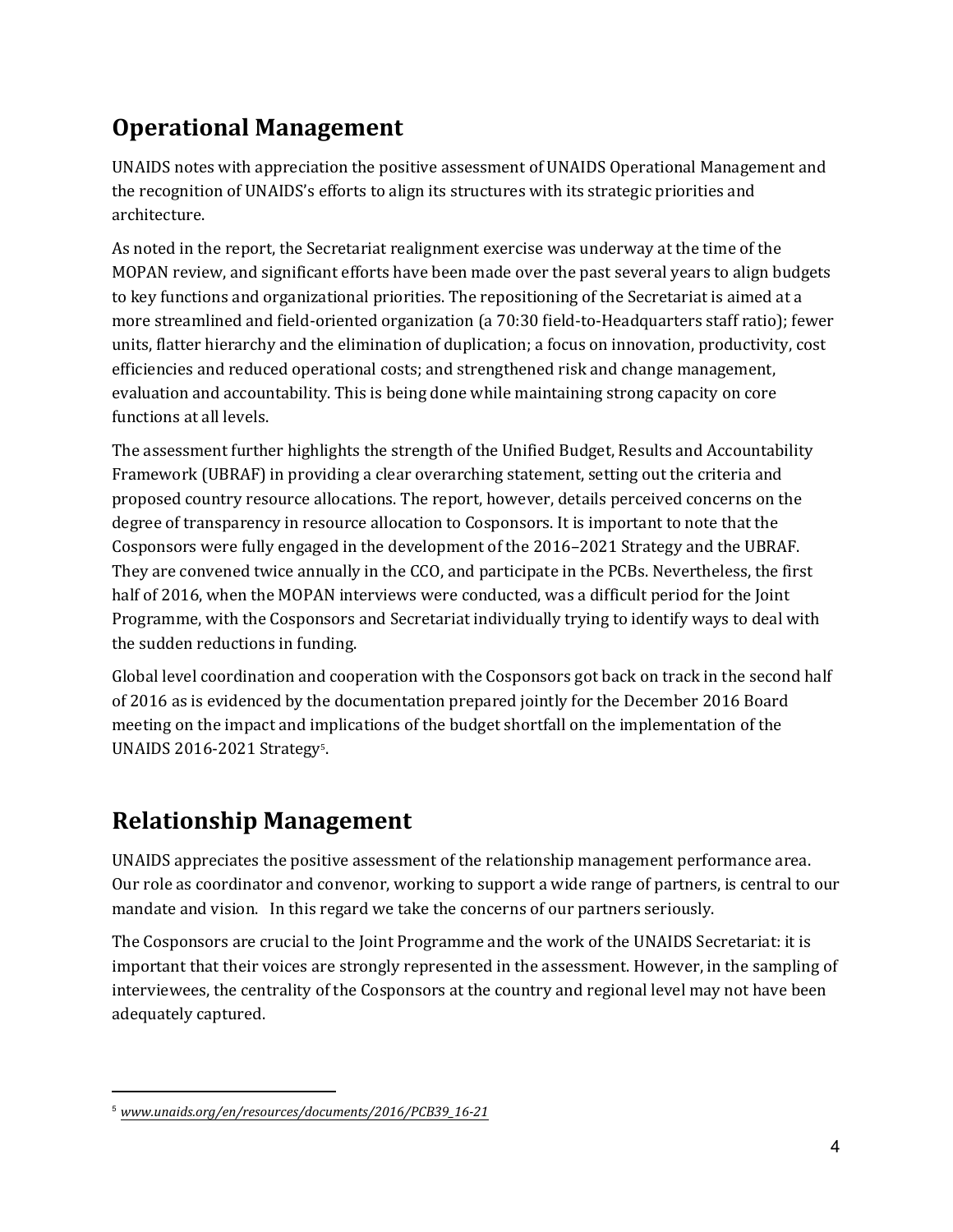## Operational Management

UNAIDS notes with appreciation the positive assessment of UNAIDS Operational Management and the recognition of UNAIDS's efforts to align its structures with its strategic priorities and architecture.

As noted in the report, the Secretariat realignment exercise was underway at the time of the MOPAN review, and significant efforts have been made over the past several years to align budgets to key functions and organizational priorities. The repositioning of the Secretariat is aimed at a more streamlined and field-oriented organization (a 70:30 field-to-Headquarters staff ratio); fewer units, flatter hierarchy and the elimination of duplication; a focus on innovation, productivity, cost efficiencies and reduced operational costs; and strengthened risk and change management, evaluation and accountability. This is being done while maintaining strong capacity on core functions at all levels.

The assessment further highlights the strength of the Unified Budget, Results and Accountability Framework (UBRAF) in providing a clear overarching statement, setting out the criteria and proposed country resource allocations. The report, however, details perceived concerns on the degree of transparency in resource allocation to Cosponsors. It is important to note that the Cosponsors were fully engaged in the development of the 2016–2021 Strategy and the UBRAF. They are convened twice annually in the CCO, and participate in the PCBs. Nevertheless, the first half of 2016, when the MOPAN interviews were conducted, was a difficult period for the Joint Programme, with the Cosponsors and Secretariat individually trying to identify ways to deal with the sudden reductions in funding.

Global level coordination and cooperation with the Cosponsors got back on track in the second half of 2016 as is evidenced by the documentation prepared jointly for the December 2016 Board meeting on the impact and implications of the budget shortfall on the implementation of the UNAIDS 2016-2021 Strategy[5].

## Relationship Management

UNAIDS appreciates the positive assessment of the relationship management performance area. Our role as coordinator and convenor, working to support a wide range of partners, is central to our mandate and vision. In this regard we take the concerns of our partners seriously.

The Cosponsors are crucial to the Joint Programme and the work of the UNAIDS Secretariat: it is important that their voices are strongly represented in the assessment. However, in the sampling of interviewees, the centrality of the Cosponsors at the country and regional level may not have been adequately captured.

---

[5] *www.unaids.org/en/resources/documents/2016/PCB39_16-21*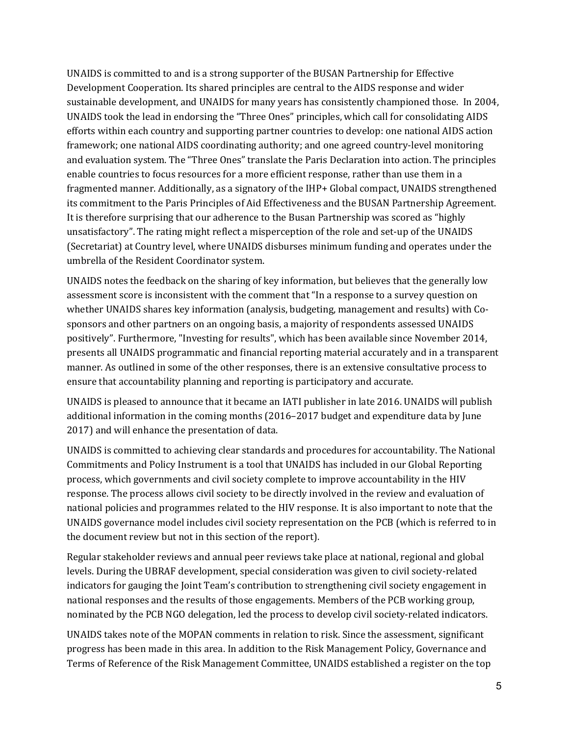UNAIDS is committed to and is a strong supporter of the BUSAN Partnership for Effective Development Cooperation. Its shared principles are central to the AIDS response and wider sustainable development, and UNAIDS for many years has consistently championed those. In 2004, UNAIDS took the lead in endorsing the "Three Ones" principles, which call for consolidating AIDS efforts within each country and supporting partner countries to develop: one national AIDS action framework; one national AIDS coordinating authority; and one agreed country-level monitoring and evaluation system. The "Three Ones" translate the Paris Declaration into action. The principles enable countries to focus resources for a more efficient response, rather than use them in a fragmented manner. Additionally, as a signatory of the IHP+ Global compact, UNAIDS strengthened its commitment to the Paris Principles of Aid Effectiveness and the BUSAN Partnership Agreement. It is therefore surprising that our adherence to the Busan Partnership was scored as "highly unsatisfactory". The rating might reflect a misperception of the role and set-up of the UNAIDS (Secretariat) at Country level, where UNAIDS disburses minimum funding and operates under the umbrella of the Resident Coordinator system.

UNAIDS notes the feedback on the sharing of key information, but believes that the generally low assessment score is inconsistent with the comment that "In a response to a survey question on whether UNAIDS shares key information (analysis, budgeting, management and results) with Co-sponsors and other partners on an ongoing basis, a majority of respondents assessed UNAIDS positively". Furthermore, "Investing for results", which has been available since November 2014, presents all UNAIDS programmatic and financial reporting material accurately and in a transparent manner. As outlined in some of the other responses, there is an extensive consultative process to ensure that accountability planning and reporting is participatory and accurate.

UNAIDS is pleased to announce that it became an IATI publisher in late 2016. UNAIDS will publish additional information in the coming months (2016–2017 budget and expenditure data by June 2017) and will enhance the presentation of data.

UNAIDS is committed to achieving clear standards and procedures for accountability. The National Commitments and Policy Instrument is a tool that UNAIDS has included in our Global Reporting process, which governments and civil society complete to improve accountability in the HIV response. The process allows civil society to be directly involved in the review and evaluation of national policies and programmes related to the HIV response. It is also important to note that the UNAIDS governance model includes civil society representation on the PCB (which is referred to in the document review but not in this section of the report).

Regular stakeholder reviews and annual peer reviews take place at national, regional and global levels. During the UBRAF development, special consideration was given to civil society-related indicators for gauging the Joint Team's contribution to strengthening civil society engagement in national responses and the results of those engagements. Members of the PCB working group, nominated by the PCB NGO delegation, led the process to develop civil society-related indicators.

UNAIDS takes note of the MOPAN comments in relation to risk. Since the assessment, significant progress has been made in this area. In addition to the Risk Management Policy, Governance and Terms of Reference of the Risk Management Committee, UNAIDS established a register on the top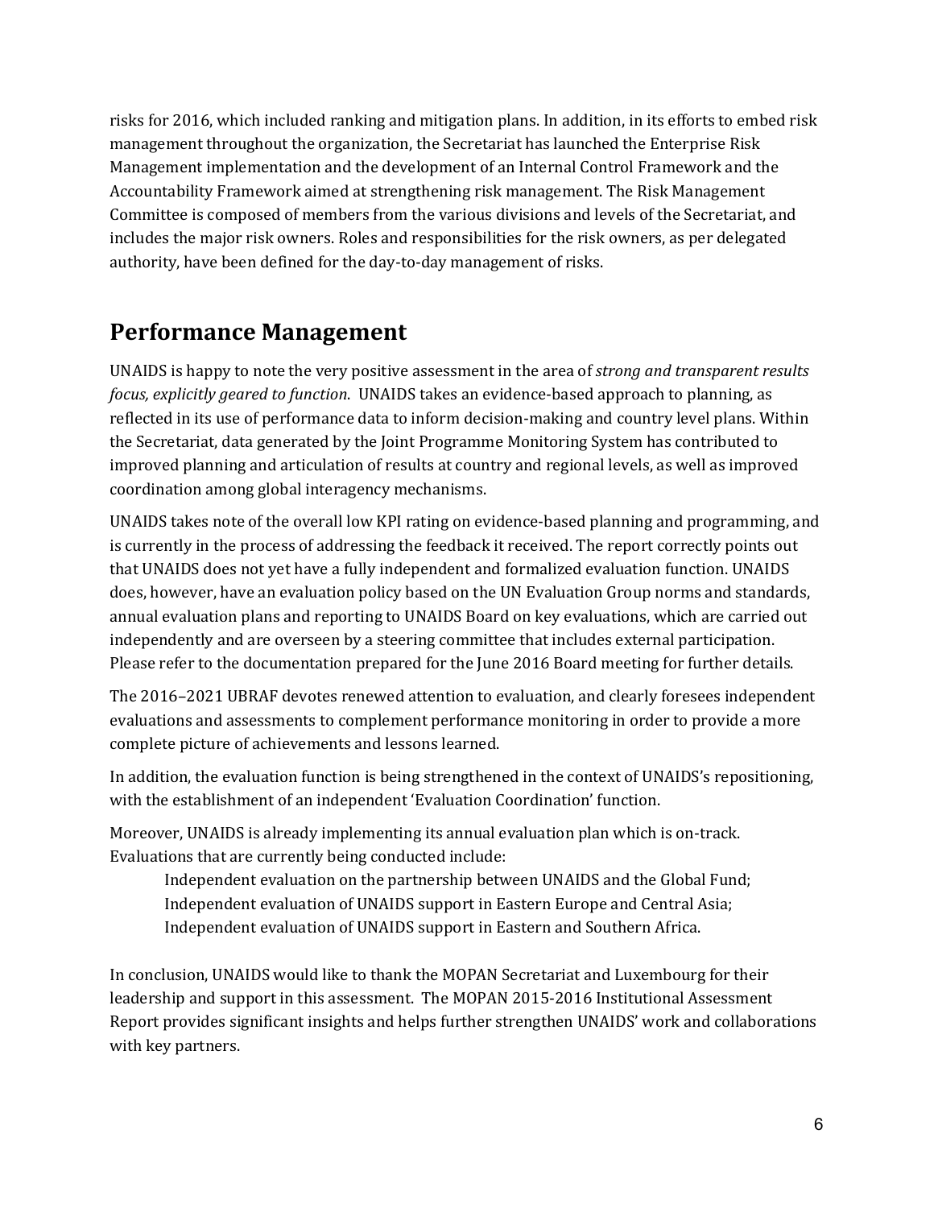risks for 2016, which included ranking and mitigation plans. In addition, in its efforts to embed risk management throughout the organization, the Secretariat has launched the Enterprise Risk Management implementation and the development of an Internal Control Framework and the Accountability Framework aimed at strengthening risk management. The Risk Management Committee is composed of members from the various divisions and levels of the Secretariat, and includes the major risk owners. Roles and responsibilities for the risk owners, as per delegated authority, have been defined for the day-to-day management of risks.

## Performance Management

UNAIDS is happy to note the very positive assessment in the area of *strong and transparent results focus, explicitly geared to function*. UNAIDS takes an evidence-based approach to planning, as reflected in its use of performance data to inform decision-making and country level plans. Within the Secretariat, data generated by the Joint Programme Monitoring System has contributed to improved planning and articulation of results at country and regional levels, as well as improved coordination among global interagency mechanisms.

UNAIDS takes note of the overall low KPI rating on evidence-based planning and programming, and is currently in the process of addressing the feedback it received. The report correctly points out that UNAIDS does not yet have a fully independent and formalized evaluation function. UNAIDS does, however, have an evaluation policy based on the UN Evaluation Group norms and standards, annual evaluation plans and reporting to UNAIDS Board on key evaluations, which are carried out independently and are overseen by a steering committee that includes external participation. Please refer to the documentation prepared for the June 2016 Board meeting for further details.

The 2016–2021 UBRAF devotes renewed attention to evaluation, and clearly foresees independent evaluations and assessments to complement performance monitoring in order to provide a more complete picture of achievements and lessons learned.

In addition, the evaluation function is being strengthened in the context of UNAIDS's repositioning, with the establishment of an independent 'Evaluation Coordination' function.

Moreover, UNAIDS is already implementing its annual evaluation plan which is on-track. Evaluations that are currently being conducted include:

- Independent evaluation on the partnership between UNAIDS and the Global Fund;
- Independent evaluation of UNAIDS support in Eastern Europe and Central Asia;
- Independent evaluation of UNAIDS support in Eastern and Southern Africa.

In conclusion, UNAIDS would like to thank the MOPAN Secretariat and Luxembourg for their leadership and support in this assessment. The MOPAN 2015-2016 Institutional Assessment Report provides significant insights and helps further strengthen UNAIDS' work and collaborations with key partners.